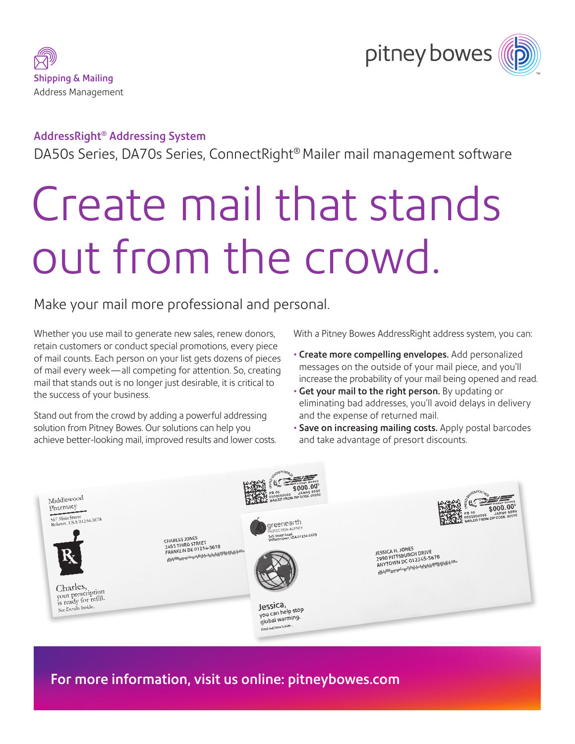Shipping & Mailing
Address Management

pitney bowes

## AddressRight® Addressing System

DA50s Series, DA70s Series, ConnectRight® Mailer mail management software

# Create mail that stands out from the crowd.

## Make your mail more professional and personal.

Whether you use mail to generate new sales, renew donors, retain customers or conduct special promotions, every piece of mail counts. Each person on your list gets dozens of pieces of mail every week—all competing for attention. So, creating mail that stands out is no longer just desirable, it is critical to the success of your business.

Stand out from the crowd by adding a powerful addressing solution from Pitney Bowes. Our solutions can help you achieve better-looking mail, improved results and lower costs.

With a Pitney Bowes AddressRight address system, you can:

- **Create more compelling envelopes.** Add personalized messages on the outside of your mail piece, and you'll increase the probability of your mail being opened and read.
- **Get your mail to the right person.** By updating or eliminating bad addresses, you'll avoid delays in delivery and the expense of returned mail.
- **Save on increasing mailing costs.** Apply postal barcodes and take advantage of presort discounts.

**For more information, visit us online: pitneybowes.com**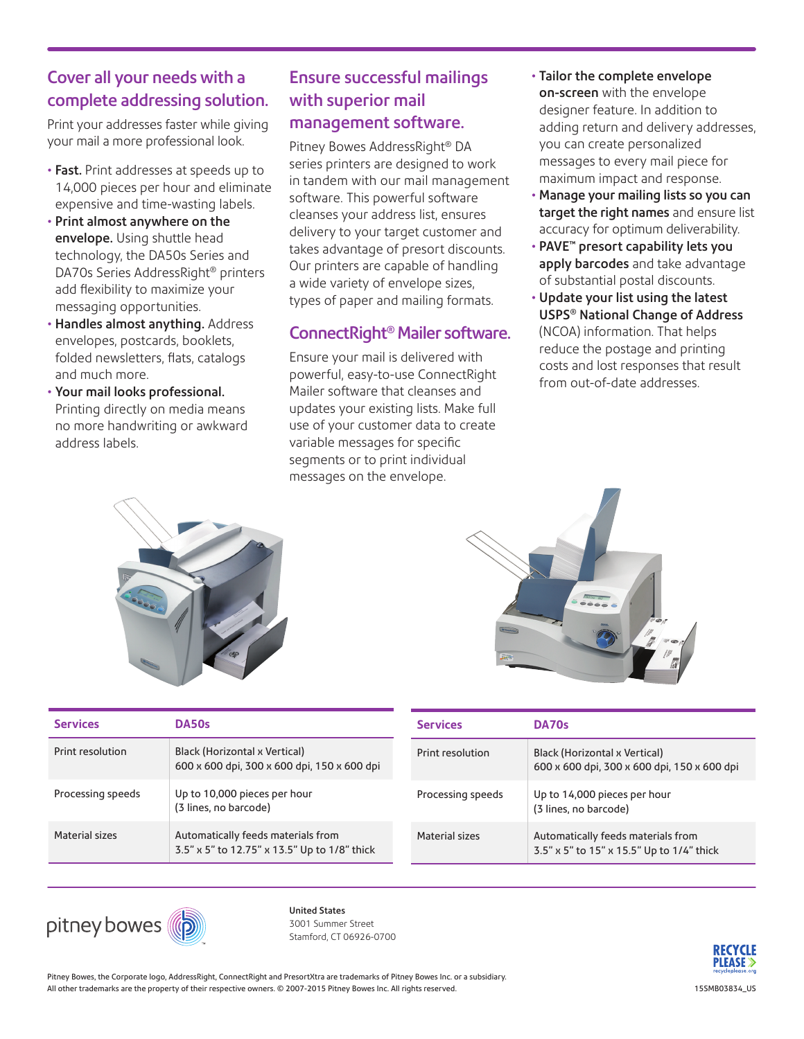## Cover all your needs with a complete addressing solution.

Print your addresses faster while giving your mail a more professional look.

- **Fast.** Print addresses at speeds up to 14,000 pieces per hour and eliminate expensive and time-wasting labels.
- **Print almost anywhere on the envelope.** Using shuttle head technology, the DA50s Series and DA70s Series AddressRight® printers add flexibility to maximize your messaging opportunities.
- **Handles almost anything.** Address envelopes, postcards, booklets, folded newsletters, flats, catalogs and much more.
- **Your mail looks professional.** Printing directly on media means no more handwriting or awkward address labels.

## Ensure successful mailings with superior mail management software.

Pitney Bowes AddressRight® DA series printers are designed to work in tandem with our mail management software. This powerful software cleanses your address list, ensures delivery to your target customer and takes advantage of presort discounts. Our printers are capable of handling a wide variety of envelope sizes, types of paper and mailing formats.

## ConnectRight® Mailer software.

Ensure your mail is delivered with powerful, easy-to-use ConnectRight Mailer software that cleanses and updates your existing lists. Make full use of your customer data to create variable messages for specific segments or to print individual messages on the envelope.

- **Tailor the complete envelope on-screen** with the envelope designer feature. In addition to adding return and delivery addresses, you can create personalized messages to every mail piece for maximum impact and response.
- **Manage your mailing lists so you can target the right names** and ensure list accuracy for optimum deliverability.
- **PAVE™ presort capability lets you apply barcodes** and take advantage of substantial postal discounts.
- **Update your list using the latest USPS® National Change of Address** (NCOA) information. That helps reduce the postage and printing costs and lost responses that result from out-of-date addresses.

| Services | DA50s |
|---|---|
| Print resolution | Black (Horizontal x Vertical) 600 x 600 dpi, 300 x 600 dpi, 150 x 600 dpi |
| Processing speeds | Up to 10,000 pieces per hour (3 lines, no barcode) |
| Material sizes | Automatically feeds materials from 3.5" x 5" to 12.75" x 13.5" Up to 1/8" thick |

| Services | DA70s |
|---|---|
| Print resolution | Black (Horizontal x Vertical) 600 x 600 dpi, 300 x 600 dpi, 150 x 600 dpi |
| Processing speeds | Up to 14,000 pieces per hour (3 lines, no barcode) |
| Material sizes | Automatically feeds materials from 3.5" x 5" to 15" x 15.5" Up to 1/4" thick |

pitney bowes

**United States**
3001 Summer Street
Stamford, CT 06926-0700

Pitney Bowes, the Corporate logo, AddressRight, ConnectRight and PresortXtra are trademarks of Pitney Bowes Inc. or a subsidiary.
All other trademarks are the property of their respective owners. © 2007-2015 Pitney Bowes Inc. All rights reserved.

RECYCLE PLEASE recycleplease.org

15SMB03834_US